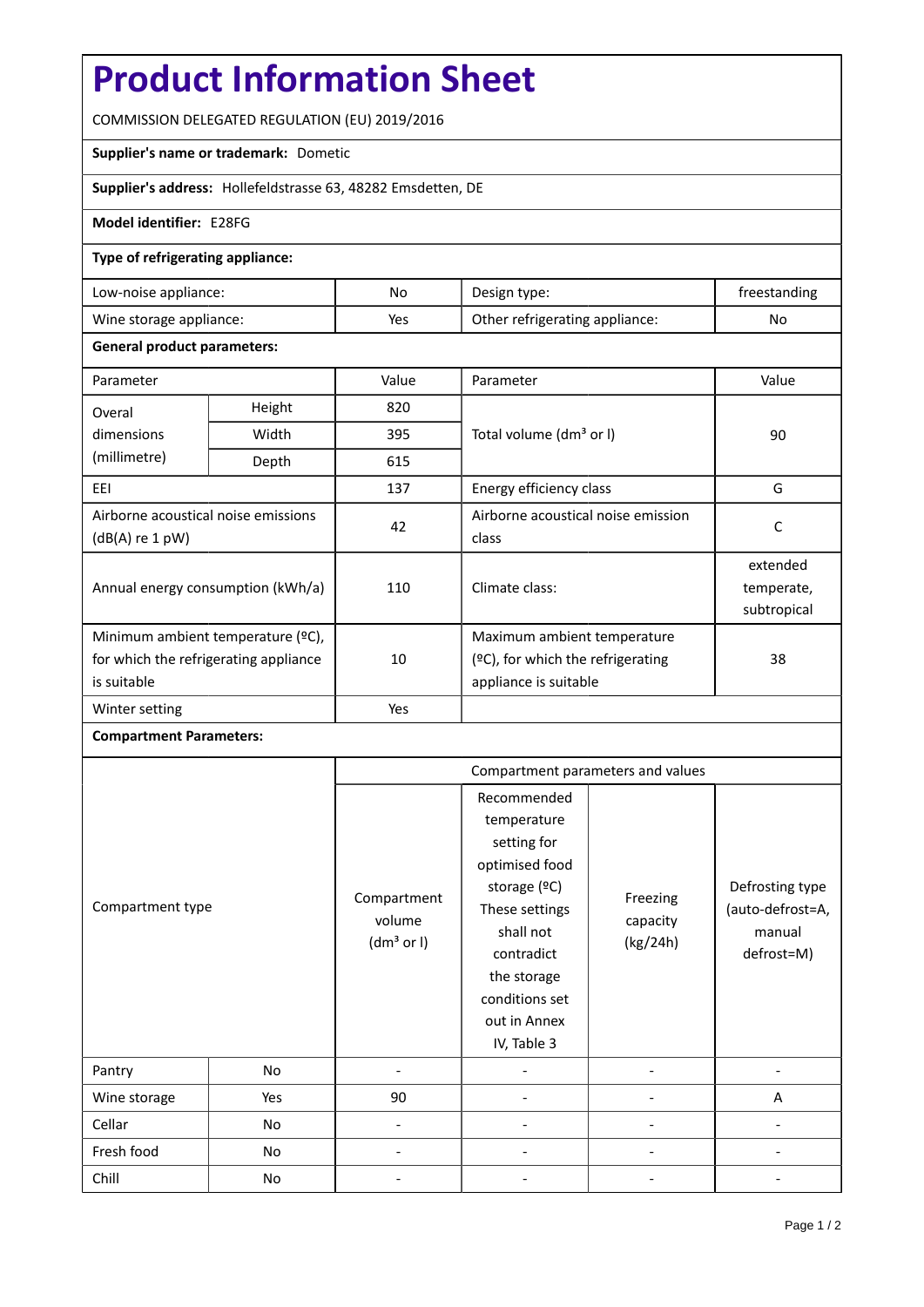# Product Information Sheet

COMMISSION DELEGATED REGULATION (EU) 2019/2016

**Supplier's name or trademark:** Dometic

**Supplier's address:** Hollefeldstrasse 63, 48282 Emsdetten, DE

**Model identifier:** E28FG

**Type of refrigerating appliance:**

| | | | |
|---|---|---|---|
| Low-noise appliance: | No | Design type: | freestanding |
| Wine storage appliance: | Yes | Other refrigerating appliance: | No |

**General product parameters:**

| Parameter | | Value | Parameter | Value |
|---|---|---|---|---|
| Overal dimensions (millimetre) | Height | 820 | Total volume (dm³ or l) | 90 |
| | Width | 395 | | |
| | Depth | 615 | | |
| EEI | | 137 | Energy efficiency class | G |
| Airborne acoustical noise emissions (dB(A) re 1 pW) | | 42 | Airborne acoustical noise emission class | C |
| Annual energy consumption (kWh/a) | | 110 | Climate class: | extended temperate, subtropical |
| Minimum ambient temperature (ºC), for which the refrigerating appliance is suitable | | 10 | Maximum ambient temperature (ºC), for which the refrigerating appliance is suitable | 38 |
| Winter setting | | Yes | | |

**Compartment Parameters:**

| Compartment type | | Compartment parameters and values | | | |
|---|---|---|---|---|---|
| | | Compartment volume (dm³ or l) | Recommended temperature setting for optimised food storage (ºC) These settings shall not contradict the storage conditions set out in Annex IV, Table 3 | Freezing capacity (kg/24h) | Defrosting type (auto-defrost=A, manual defrost=M) |
| Pantry | No | - | - | - | - |
| Wine storage | Yes | 90 | - | - | A |
| Cellar | No | - | - | - | - |
| Fresh food | No | - | - | - | - |
| Chill | No | - | - | - | - |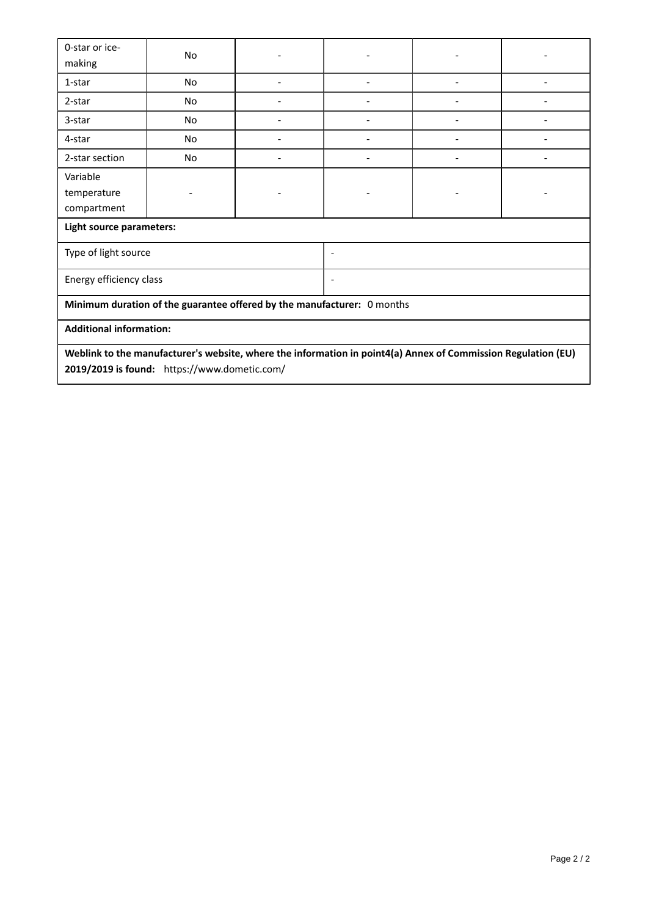| | | | | | |
|---|---|---|---|---|---|
| 0-star or ice-making | No | - | - | - | - |
| 1-star | No | - | - | - | - |
| 2-star | No | - | - | - | - |
| 3-star | No | - | - | - | - |
| 4-star | No | - | - | - | - |
| 2-star section | No | - | - | - | - |
| Variable temperature compartment | - | - | - | - | - |

| | |
|---|---|
| **Light source parameters:** | |
| Type of light source | - |
| Energy efficiency class | - |

**Minimum duration of the guarantee offered by the manufacturer:** 0 months

**Additional information:**

**Weblink to the manufacturer's website, where the information in point4(a) Annex of Commission Regulation (EU) 2019/2019 is found:** https://www.dometic.com/